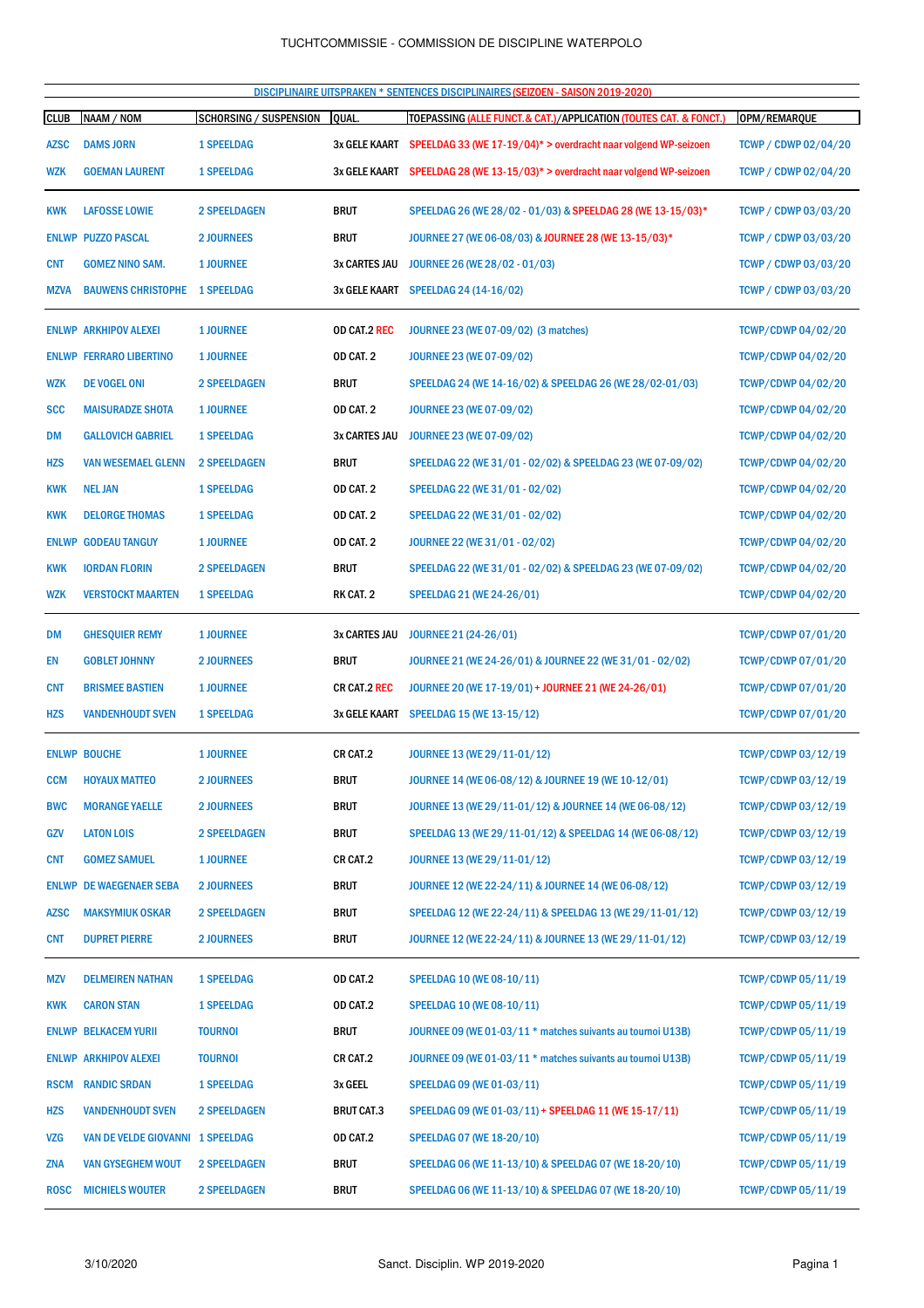TUCHTCOMMISSIE - COMMISSION DE DISCIPLINE WATERPOLO

## DISCIPLINAIRE UITSPRAKEN * SENTENCES DISCIPLINAIRES (SEIZOEN - SAISON 2019-2020)

| CLUB | NAAM / NOM | SCHORSING / SUSPENSION | QUAL. | TOEPASSING (ALLE FUNCT.& CAT.)/APPLICATION (TOUTES CAT. & FONCT.) | OPM/REMARQUE |
|---|---|---|---|---|---|
| AZSC | DAMS JORN | 1 SPEELDAG | 3x GELE KAART | SPEELDAG 33 (WE 17-19/04)* > overdracht naar volgend WP-seizoen | TCWP / CDWP 02/04/20 |
| WZK | GOEMAN LAURENT | 1 SPEELDAG | 3x GELE KAART | SPEELDAG 28 (WE 13-15/03)* > overdracht naar volgend WP-seizoen | TCWP / CDWP 02/04/20 |
| KWK | LAFOSSE LOWIE | 2 SPEELDAGEN | BRUT | SPEELDAG 26 (WE 28/02 - 01/03) & SPEELDAG 28 (WE 13-15/03)* | TCWP / CDWP 03/03/20 |
| ENLWP | PUZZO PASCAL | 2 JOURNEES | BRUT | JOURNEE 27 (WE 06-08/03) & JOURNEE 28 (WE 13-15/03)* | TCWP / CDWP 03/03/20 |
| CNT | GOMEZ NINO SAM. | 1 JOURNEE | 3x CARTES JAU | JOURNEE 26 (WE 28/02 - 01/03) | TCWP / CDWP 03/03/20 |
| MZVA | BAUWENS CHRISTOPHE | 1 SPEELDAG | 3x GELE KAART | SPEELDAG 24 (14-16/02) | TCWP / CDWP 03/03/20 |
| ENLWP | ARKHIPOV ALEXEI | 1 JOURNEE | OD CAT.2 REC | JOURNEE 23 (WE 07-09/02) (3 matches) | TCWP/CDWP 04/02/20 |
| ENLWP | FERRARO LIBERTINO | 1 JOURNEE | OD CAT. 2 | JOURNEE 23 (WE 07-09/02) | TCWP/CDWP 04/02/20 |
| WZK | DE VOGEL ONI | 2 SPEELDAGEN | BRUT | SPEELDAG 24 (WE 14-16/02) & SPEELDAG 26 (WE 28/02-01/03) | TCWP/CDWP 04/02/20 |
| SCC | MAISURADZE SHOTA | 1 JOURNEE | OD CAT. 2 | JOURNEE 23 (WE 07-09/02) | TCWP/CDWP 04/02/20 |
| DM | GALLOVICH GABRIEL | 1 SPEELDAG | 3x CARTES JAU | JOURNEE 23 (WE 07-09/02) | TCWP/CDWP 04/02/20 |
| HZS | VAN WESEMAEL GLENN | 2 SPEELDAGEN | BRUT | SPEELDAG 22 (WE 31/01 - 02/02) & SPEELDAG 23 (WE 07-09/02) | TCWP/CDWP 04/02/20 |
| KWK | NEL JAN | 1 SPEELDAG | OD CAT. 2 | SPEELDAG 22 (WE 31/01 - 02/02) | TCWP/CDWP 04/02/20 |
| KWK | DELORGE THOMAS | 1 SPEELDAG | OD CAT. 2 | SPEELDAG 22 (WE 31/01 - 02/02) | TCWP/CDWP 04/02/20 |
| ENLWP | GODEAU TANGUY | 1 JOURNEE | OD CAT. 2 | JOURNEE 22 (WE 31/01 - 02/02) | TCWP/CDWP 04/02/20 |
| KWK | IORDAN FLORIN | 2 SPEELDAGEN | BRUT | SPEELDAG 22 (WE 31/01 - 02/02) & SPEELDAG 23 (WE 07-09/02) | TCWP/CDWP 04/02/20 |
| WZK | VERSTOCKT MAARTEN | 1 SPEELDAG | RK CAT. 2 | SPEELDAG 21 (WE 24-26/01) | TCWP/CDWP 04/02/20 |
| DM | GHESQUIER REMY | 1 JOURNEE | 3x CARTES JAU | JOURNEE 21 (24-26/01) | TCWP/CDWP 07/01/20 |
| EN | GOBLET JOHNNY | 2 JOURNEES | BRUT | JOURNEE 21 (WE 24-26/01) & JOURNEE 22 (WE 31/01 - 02/02) | TCWP/CDWP 07/01/20 |
| CNT | BRISMEE BASTIEN | 1 JOURNEE | CR CAT.2 REC | JOURNEE 20 (WE 17-19/01) + JOURNEE 21 (WE 24-26/01) | TCWP/CDWP 07/01/20 |
| HZS | VANDENHOUDT SVEN | 1 SPEELDAG | 3x GELE KAART | SPEELDAG 15 (WE 13-15/12) | TCWP/CDWP 07/01/20 |
| ENLWP | BOUCHE | 1 JOURNEE | CR CAT.2 | JOURNEE 13 (WE 29/11-01/12) | TCWP/CDWP 03/12/19 |
| CCM | HOYAUX MATTEO | 2 JOURNEES | BRUT | JOURNEE 14 (WE 06-08/12) & JOURNEE 19 (WE 10-12/01) | TCWP/CDWP 03/12/19 |
| BWC | MORANGE YAELLE | 2 JOURNEES | BRUT | JOURNEE 13 (WE 29/11-01/12) & JOURNEE 14 (WE 06-08/12) | TCWP/CDWP 03/12/19 |
| GZV | LATON LOIS | 2 SPEELDAGEN | BRUT | SPEELDAG 13 (WE 29/11-01/12) & SPEELDAG 14 (WE 06-08/12) | TCWP/CDWP 03/12/19 |
| CNT | GOMEZ SAMUEL | 1 JOURNEE | CR CAT.2 | JOURNEE 13 (WE 29/11-01/12) | TCWP/CDWP 03/12/19 |
| ENLWP | DE WAEGENAER SEBA | 2 JOURNEES | BRUT | JOURNEE 12 (WE 22-24/11) & JOURNEE 14 (WE 06-08/12) | TCWP/CDWP 03/12/19 |
| AZSC | MAKSYMIUK OSKAR | 2 SPEELDAGEN | BRUT | SPEELDAG 12 (WE 22-24/11) & SPEELDAG 13 (WE 29/11-01/12) | TCWP/CDWP 03/12/19 |
| CNT | DUPRET PIERRE | 2 JOURNEES | BRUT | JOURNEE 12 (WE 22-24/11) & JOURNEE 13 (WE 29/11-01/12) | TCWP/CDWP 03/12/19 |
| MZV | DELMEIREN NATHAN | 1 SPEELDAG | OD CAT.2 | SPEELDAG 10 (WE 08-10/11) | TCWP/CDWP 05/11/19 |
| KWK | CARON STAN | 1 SPEELDAG | OD CAT.2 | SPEELDAG 10 (WE 08-10/11) | TCWP/CDWP 05/11/19 |
| ENLWP | BELKACEM YURII | TOURNOI | BRUT | JOURNEE 09 (WE 01-03/11 * matches suivants au tournoi U13B) | TCWP/CDWP 05/11/19 |
| ENLWP | ARKHIPOV ALEXEI | TOURNOI | CR CAT.2 | JOURNEE 09 (WE 01-03/11 * matches suivants au tournoi U13B) | TCWP/CDWP 05/11/19 |
| RSCM | RANDIC SRDAN | 1 SPEELDAG | 3x GEEL | SPEELDAG 09 (WE 01-03/11) | TCWP/CDWP 05/11/19 |
| HZS | VANDENHOUDT SVEN | 2 SPEELDAGEN | BRUT CAT.3 | SPEELDAG 09 (WE 01-03/11) + SPEELDAG 11 (WE 15-17/11) | TCWP/CDWP 05/11/19 |
| VZG | VAN DE VELDE GIOVANNI | 1 SPEELDAG | OD CAT.2 | SPEELDAG 07 (WE 18-20/10) | TCWP/CDWP 05/11/19 |
| ZNA | VAN GYSEGHEM WOUT | 2 SPEELDAGEN | BRUT | SPEELDAG 06 (WE 11-13/10) & SPEELDAG 07 (WE 18-20/10) | TCWP/CDWP 05/11/19 |
| ROSC | MICHIELS WOUTER | 2 SPEELDAGEN | BRUT | SPEELDAG 06 (WE 11-13/10) & SPEELDAG 07 (WE 18-20/10) | TCWP/CDWP 05/11/19 |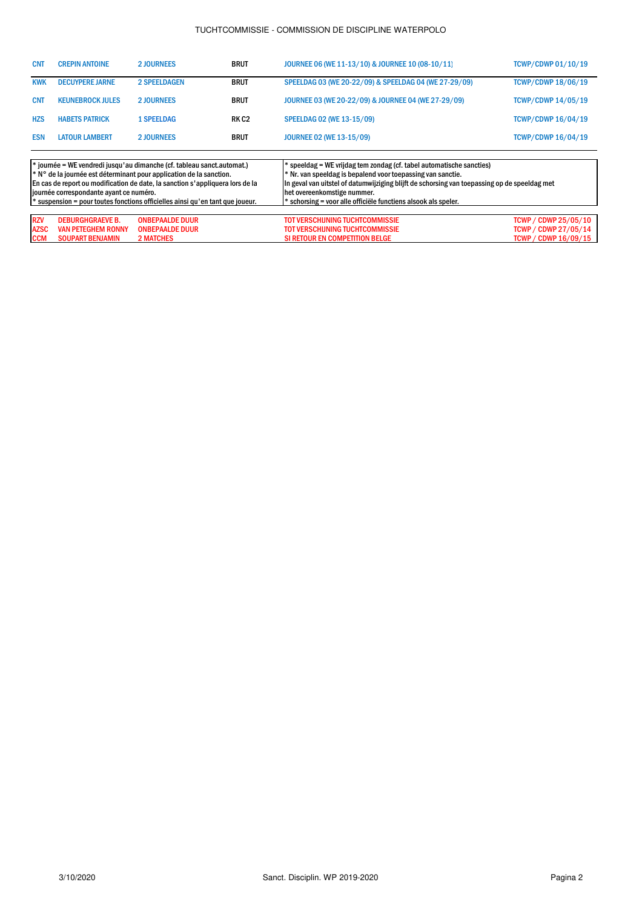TUCHTCOMMISSIE - COMMISSION DE DISCIPLINE WATERPOLO

| | | | | | |
|---|---|---|---|---|---|
| CNT | CREPIN ANTOINE | 2 JOURNEES | BRUT | JOURNEE 06 (WE 11-13/10) & JOURNEE 10 (08-10/11) | TCWP/CDWP 01/10/19 |
| KWK | DECUYPERE JARNE | 2 SPEELDAGEN | BRUT | SPEELDAG 03 (WE 20-22/09) & SPEELDAG 04 (WE 27-29/09) | TCWP/CDWP 18/06/19 |
| CNT | KEUNEBROCK JULES | 2 JOURNEES | BRUT | JOURNEE 03 (WE 20-22/09) & JOURNEE 04 (WE 27-29/09) | TCWP/CDWP 14/05/19 |
| HZS | HABETS PATRICK | 1 SPEELDAG | RK C2 | SPEELDAG 02 (WE 13-15/09) | TCWP/CDWP 16/04/19 |
| ESN | LATOUR LAMBERT | 2 JOURNEES | BRUT | JOURNEE 02 (WE 13-15/09) | TCWP/CDWP 16/04/19 |

| | |
|---|---|
| * journée = WE vendredi jusqu'au dimanche (cf. tableau sanct.automat.)<br>* N° de la journée est déterminant pour application de la sanction.<br>En cas de report ou modification de date, la sanction s'appliquera lors de la journée correspondante ayant ce numéro.<br>* suspension = pour toutes fonctions officielles ainsi qu'en tant que joueur. | * speeldag = WE vrijdag tem zondag (cf. tabel automatische sancties)<br>* Nr. van speeldag is bepalend voor toepassing van sanctie.<br>In geval van uitstel of datumwijziging blijft de schorsing van toepassing op de speeldag met het overeenkomstige nummer.<br>* schorsing = voor alle officiële functiens alsook als speler. |

| | | | | |
|---|---|---|---|---|
| RZV | DEBURGHGRAEVE B. | ONBEPAALDE DUUR | TOT VERSCHIJNING TUCHTCOMMISSIE | TCWP / CDWP 25/05/10 |
| AZSC | VAN PETEGHEM RONNY | ONBEPAALDE DUUR | TOT VERSCHIJNING TUCHTCOMMISSIE | TCWP / CDWP 27/05/14 |
| CCM | SOUPART BENJAMIN | 2 MATCHES | SI RETOUR EN COMPETITION BELGE | TCWP / CDWP 16/09/15 |

3/10/2020 Sanct. Disciplin. WP 2019-2020